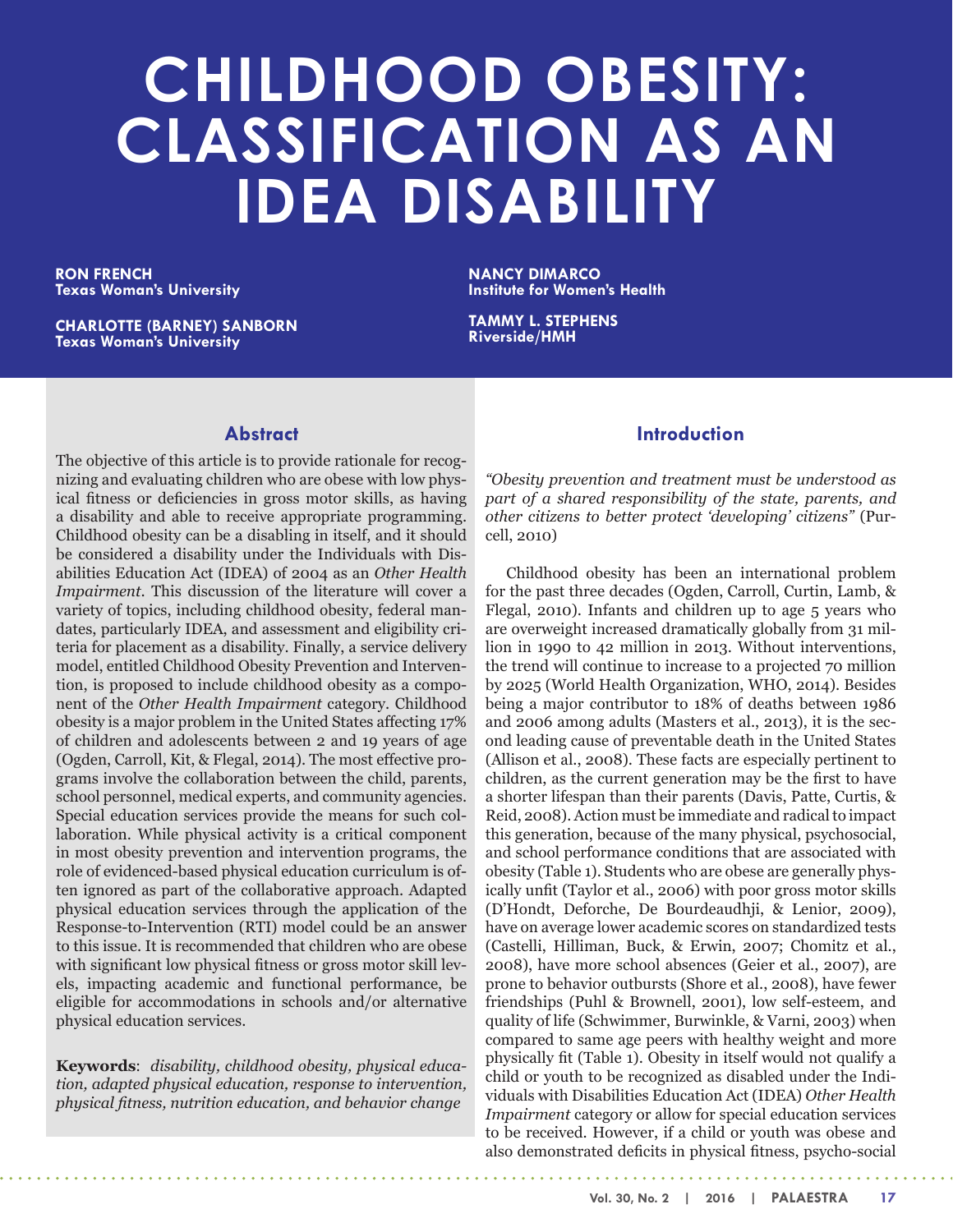# CHILDHOOD OBESITY: CLASSIFICATION AS AN IDEA DISABILITY

**RON FRENCH**
**Texas Woman's University**

**CHARLOTTE (BARNEY) SANBORN**
**Texas Woman's University**

**NANCY DIMARCO**
**Institute for Women's Health**

**TAMMY L. STEPHENS**
**Riverside/HMH**

## Abstract

The objective of this article is to provide rationale for recognizing and evaluating children who are obese with low physical fitness or deficiencies in gross motor skills, as having a disability and able to receive appropriate programming. Childhood obesity can be a disabling in itself, and it should be considered a disability under the Individuals with Disabilities Education Act (IDEA) of 2004 as an *Other Health Impairment*. This discussion of the literature will cover a variety of topics, including childhood obesity, federal mandates, particularly IDEA, and assessment and eligibility criteria for placement as a disability. Finally, a service delivery model, entitled Childhood Obesity Prevention and Intervention, is proposed to include childhood obesity as a component of the *Other Health Impairment* category. Childhood obesity is a major problem in the United States affecting 17% of children and adolescents between 2 and 19 years of age (Ogden, Carroll, Kit, & Flegal, 2014). The most effective programs involve the collaboration between the child, parents, school personnel, medical experts, and community agencies. Special education services provide the means for such collaboration. While physical activity is a critical component in most obesity prevention and intervention programs, the role of evidenced-based physical education curriculum is often ignored as part of the collaborative approach. Adapted physical education services through the application of the Response-to-Intervention (RTI) model could be an answer to this issue. It is recommended that children who are obese with significant low physical fitness or gross motor skill levels, impacting academic and functional performance, be eligible for accommodations in schools and/or alternative physical education services.

**Keywords**: *disability, childhood obesity, physical education, adapted physical education, response to intervention, physical fitness, nutrition education, and behavior change*

## Introduction

*"Obesity prevention and treatment must be understood as part of a shared responsibility of the state, parents, and other citizens to better protect 'developing' citizens"* (Purcell, 2010)

Childhood obesity has been an international problem for the past three decades (Ogden, Carroll, Curtin, Lamb, & Flegal, 2010). Infants and children up to age 5 years who are overweight increased dramatically globally from 31 million in 1990 to 42 million in 2013. Without interventions, the trend will continue to increase to a projected 70 million by 2025 (World Health Organization, WHO, 2014). Besides being a major contributor to 18% of deaths between 1986 and 2006 among adults (Masters et al., 2013), it is the second leading cause of preventable death in the United States (Allison et al., 2008). These facts are especially pertinent to children, as the current generation may be the first to have a shorter lifespan than their parents (Davis, Patte, Curtis, & Reid, 2008). Action must be immediate and radical to impact this generation, because of the many physical, psychosocial, and school performance conditions that are associated with obesity (Table 1). Students who are obese are generally physically unfit (Taylor et al., 2006) with poor gross motor skills (D'Hondt, Deforche, De Bourdeaudhji, & Lenior, 2009), have on average lower academic scores on standardized tests (Castelli, Hilliman, Buck, & Erwin, 2007; Chomitz et al., 2008), have more school absences (Geier et al., 2007), are prone to behavior outbursts (Shore et al., 2008), have fewer friendships (Puhl & Brownell, 2001), low self-esteem, and quality of life (Schwimmer, Burwinkle, & Varni, 2003) when compared to same age peers with healthy weight and more physically fit (Table 1). Obesity in itself would not qualify a child or youth to be recognized as disabled under the Individuals with Disabilities Education Act (IDEA) *Other Health Impairment* category or allow for special education services to be received. However, if a child or youth was obese and also demonstrated deficits in physical fitness, psycho-social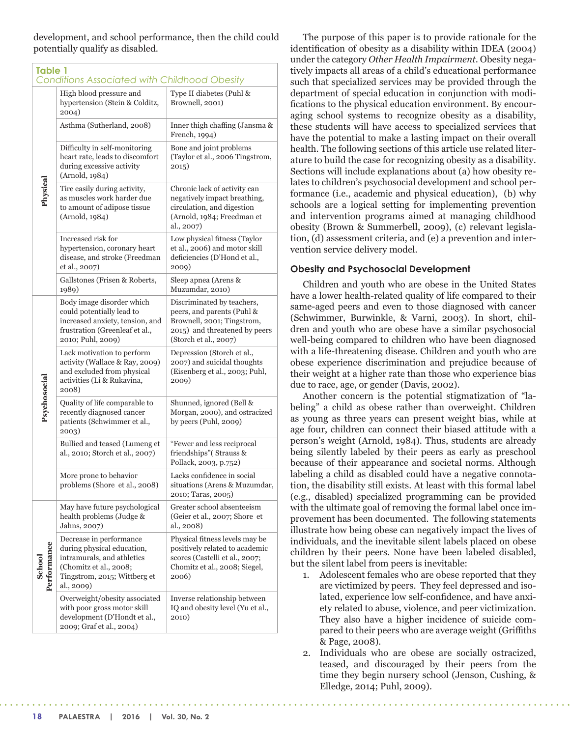development, and school performance, then the child could potentially qualify as disabled.

**Table 1**
*Conditions Associated with Childhood Obesity*

| Category | | |
|---|---|---|
| Physical | High blood pressure and hypertension (Stein & Colditz, 2004) | Type II diabetes (Puhl & Brownell, 2001) |
| | Asthma (Sutherland, 2008) | Inner thigh chaffing (Jansma & French, 1994) |
| | Difficulty in self-monitoring heart rate, leads to discomfort during excessive activity (Arnold, 1984) | Bone and joint problems (Taylor et al., 2006 Tingstrom, 2015) |
| | Tire easily during activity, as muscles work harder due to amount of adipose tissue (Arnold, 1984) | Chronic lack of activity can negatively impact breathing, circulation, and digestion (Arnold, 1984; Freedman et al., 2007) |
| | Increased risk for hypertension, coronary heart disease, and stroke (Freedman et al., 2007) | Low physical fitness (Taylor et al., 2006) and motor skill deficiencies (D'Hond et al., 2009) |
| | Gallstones (Frisen & Roberts, 1989) | Sleep apnea (Arens & Muzumdar, 2010) |
| Psychosocial | Body image disorder which could potentially lead to increased anxiety, tension, and frustration (Greenleaf et al., 2010; Puhl, 2009) | Discriminated by teachers, peers, and parents (Puhl & Brownell, 2001; Tingstrom, 2015) and threatened by peers (Storch et al., 2007) |
| | Lack motivation to perform activity (Wallace & Ray, 2009) and excluded from physical activities (Li & Rukavina, 2008) | Depression (Storch et al., 2007) and suicidal thoughts (Eisenberg et al., 2003; Puhl, 2009) |
| | Quality of life comparable to recently diagnosed cancer patients (Schwimmer et al., 2003) | Shunned, ignored (Bell & Morgan, 2000), and ostracized by peers (Puhl, 2009) |
| | Bullied and teased (Lumeng et al., 2010; Storch et al., 2007) | "Fewer and less reciprocal friendships"( Strauss & Pollack, 2003, p.752) |
| | More prone to behavior problems (Shore et al., 2008) | Lacks confidence in social situations (Arens & Muzumdar, 2010; Taras, 2005) |
| School Performance | May have future psychological health problems (Judge & Jahns, 2007) | Greater school absenteeism (Geier et al., 2007; Shore et al., 2008) |
| | Decrease in performance during physical education, intramurals, and athletics (Chomitz et al., 2008; Tingstrom, 2015; Wittberg et al., 2009) | Physical fitness levels may be positively related to academic scores (Castelli et al., 2007; Chomitz et al., 2008; Siegel, 2006) |
| | Overweight/obesity associated with poor gross motor skill development (D'Hondt et al., 2009; Graf et al., 2004) | Inverse relationship between IQ and obesity level (Yu et al., 2010) |

The purpose of this paper is to provide rationale for the identification of obesity as a disability within IDEA (2004) under the category *Other Health Impairment*. Obesity negatively impacts all areas of a child's educational performance such that specialized services may be provided through the department of special education in conjunction with modifications to the physical education environment. By encouraging school systems to recognize obesity as a disability, these students will have access to specialized services that have the potential to make a lasting impact on their overall health. The following sections of this article use related literature to build the case for recognizing obesity as a disability. Sections will include explanations about (a) how obesity relates to children's psychosocial development and school performance (i.e., academic and physical education), (b) why schools are a logical setting for implementing prevention and intervention programs aimed at managing childhood obesity (Brown & Summerbell, 2009), (c) relevant legislation, (d) assessment criteria, and (e) a prevention and intervention service delivery model.

### Obesity and Psychosocial Development

Children and youth who are obese in the United States have a lower health-related quality of life compared to their same-aged peers and even to those diagnosed with cancer (Schwimmer, Burwinkle, & Varni, 2003). In short, children and youth who are obese have a similar psychosocial well-being compared to children who have been diagnosed with a life-threatening disease. Children and youth who are obese experience discrimination and prejudice because of their weight at a higher rate than those who experience bias due to race, age, or gender (Davis, 2002).

Another concern is the potential stigmatization of "labeling" a child as obese rather than overweight. Children as young as three years can present weight bias, while at age four, children can connect their biased attitude with a person's weight (Arnold, 1984). Thus, students are already being silently labeled by their peers as early as preschool because of their appearance and societal norms. Although labeling a child as disabled could have a negative connotation, the disability still exists. At least with this formal label (e.g., disabled) specialized programming can be provided with the ultimate goal of removing the formal label once improvement has been documented. The following statements illustrate how being obese can negatively impact the lives of individuals, and the inevitable silent labels placed on obese children by their peers. None have been labeled disabled, but the silent label from peers is inevitable:

1. Adolescent females who are obese reported that they are victimized by peers. They feel depressed and isolated, experience low self-confidence, and have anxiety related to abuse, violence, and peer victimization. They also have a higher incidence of suicide compared to their peers who are average weight (Griffiths & Page, 2008).
2. Individuals who are obese are socially ostracized, teased, and discouraged by their peers from the time they begin nursery school (Jenson, Cushing, & Elledge, 2014; Puhl, 2009).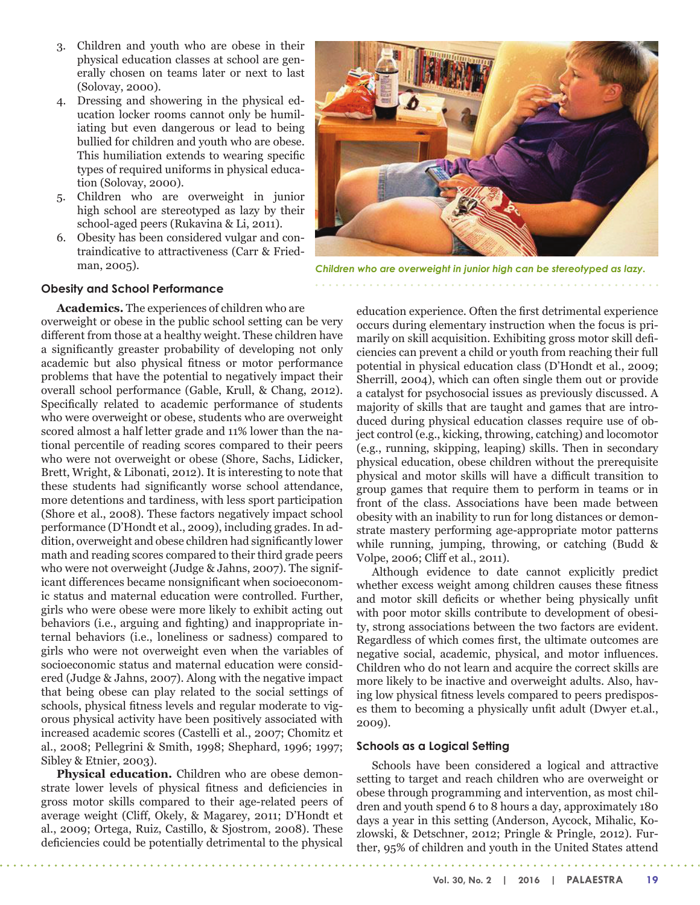3. Children and youth who are obese in their physical education classes at school are generally chosen on teams later or next to last (Solovay, 2000).
4. Dressing and showering in the physical education locker rooms cannot only be humiliating but even dangerous or lead to being bullied for children and youth who are obese. This humiliation extends to wearing specific types of required uniforms in physical education (Solovay, 2000).
5. Children who are overweight in junior high school are stereotyped as lazy by their school-aged peers (Rukavina & Li, 2011).
6. Obesity has been considered vulgar and contraindicative to attractiveness (Carr & Friedman, 2005).

*Children who are overweight in junior high can be stereotyped as lazy.*

### Obesity and School Performance

**Academics.** The experiences of children who are overweight or obese in the public school setting can be very different from those at a healthy weight. These children have a significantly greaster probability of developing not only academic but also physical fitness or motor performance problems that have the potential to negatively impact their overall school performance (Gable, Krull, & Chang, 2012). Specifically related to academic performance of students who were overweight or obese, students who are overweight scored almost a half letter grade and 11% lower than the national percentile of reading scores compared to their peers who were not overweight or obese (Shore, Sachs, Lidicker, Brett, Wright, & Libonati, 2012). It is interesting to note that these students had significantly worse school attendance, more detentions and tardiness, with less sport participation (Shore et al., 2008). These factors negatively impact school performance (D'Hondt et al., 2009), including grades. In addition, overweight and obese children had significantly lower math and reading scores compared to their third grade peers who were not overweight (Judge & Jahns, 2007). The significant differences became nonsignificant when socioeconomic status and maternal education were controlled. Further, girls who were obese were more likely to exhibit acting out behaviors (i.e., arguing and fighting) and inappropriate internal behaviors (i.e., loneliness or sadness) compared to girls who were not overweight even when the variables of socioeconomic status and maternal education were considered (Judge & Jahns, 2007). Along with the negative impact that being obese can play related to the social settings of schools, physical fitness levels and regular moderate to vigorous physical activity have been positively associated with increased academic scores (Castelli et al., 2007; Chomitz et al., 2008; Pellegrini & Smith, 1998; Shephard, 1996; 1997; Sibley & Etnier, 2003).

**Physical education.** Children who are obese demonstrate lower levels of physical fitness and deficiencies in gross motor skills compared to their age-related peers of average weight (Cliff, Okely, & Magarey, 2011; D'Hondt et al., 2009; Ortega, Ruiz, Castillo, & Sjostrom, 2008). These deficiencies could be potentially detrimental to the physical education experience. Often the first detrimental experience occurs during elementary instruction when the focus is primarily on skill acquisition. Exhibiting gross motor skill deficiencies can prevent a child or youth from reaching their full potential in physical education class (D'Hondt et al., 2009; Sherrill, 2004), which can often single them out or provide a catalyst for psychosocial issues as previously discussed. A majority of skills that are taught and games that are introduced during physical education classes require use of object control (e.g., kicking, throwing, catching) and locomotor (e.g., running, skipping, leaping) skills. Then in secondary physical education, obese children without the prerequisite physical and motor skills will have a difficult transition to group games that require them to perform in teams or in front of the class. Associations have been made between obesity with an inability to run for long distances or demonstrate mastery performing age-appropriate motor patterns while running, jumping, throwing, or catching (Budd & Volpe, 2006; Cliff et al., 2011).

Although evidence to date cannot explicitly predict whether excess weight among children causes these fitness and motor skill deficits or whether being physically unfit with poor motor skills contribute to development of obesity, strong associations between the two factors are evident. Regardless of which comes first, the ultimate outcomes are negative social, academic, physical, and motor influences. Children who do not learn and acquire the correct skills are more likely to be inactive and overweight adults. Also, having low physical fitness levels compared to peers predisposes them to becoming a physically unfit adult (Dwyer et.al., 2009).

### Schools as a Logical Setting

Schools have been considered a logical and attractive setting to target and reach children who are overweight or obese through programming and intervention, as most children and youth spend 6 to 8 hours a day, approximately 180 days a year in this setting (Anderson, Aycock, Mihalic, Kozlowski, & Detschner, 2012; Pringle & Pringle, 2012). Further, 95% of children and youth in the United States attend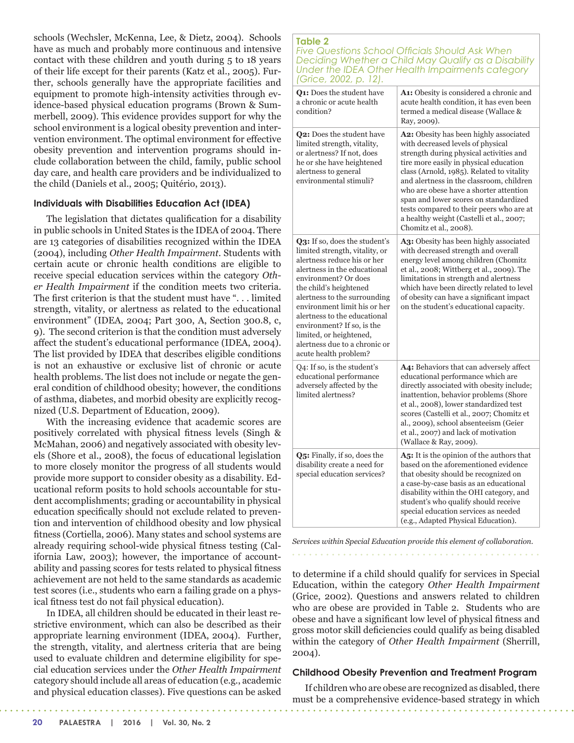schools (Wechsler, McKenna, Lee, & Dietz, 2004). Schools have as much and probably more continuous and intensive contact with these children and youth during 5 to 18 years of their life except for their parents (Katz et al., 2005). Further, schools generally have the appropriate facilities and equipment to promote high-intensity activities through evidence-based physical education programs (Brown & Summerbell, 2009). This evidence provides support for why the school environment is a logical obesity prevention and intervention environment. The optimal environment for effective obesity prevention and intervention programs should include collaboration between the child, family, public school day care, and health care providers and be individualized to the child (Daniels et al., 2005; Quitério, 2013).

### Individuals with Disabilities Education Act (IDEA)

The legislation that dictates qualification for a disability in public schools in United States is the IDEA of 2004. There are 13 categories of disabilities recognized within the IDEA (2004), including *Other Health Impairment*. Students with certain acute or chronic health conditions are eligible to receive special education services within the category *Other Health Impairment* if the condition meets two criteria. The first criterion is that the student must have ". . . limited strength, vitality, or alertness as related to the educational environment" (IDEA, 2004; Part 300, A, Section 300.8, c, 9). The second criterion is that the condition must adversely affect the student's educational performance (IDEA, 2004). The list provided by IDEA that describes eligible conditions is not an exhaustive or exclusive list of chronic or acute health problems. The list does not include or negate the general condition of childhood obesity; however, the conditions of asthma, diabetes, and morbid obesity are explicitly recognized (U.S. Department of Education, 2009).

With the increasing evidence that academic scores are positively correlated with physical fitness levels (Singh & McMahan, 2006) and negatively associated with obesity levels (Shore et al., 2008), the focus of educational legislation to more closely monitor the progress of all students would provide more support to consider obesity as a disability. Educational reform posits to hold schools accountable for student accomplishments; grading or accountability in physical education specifically should not exclude related to prevention and intervention of childhood obesity and low physical fitness (Cortiella, 2006). Many states and school systems are already requiring school-wide physical fitness testing (California Law, 2003); however, the importance of accountability and passing scores for tests related to physical fitness achievement are not held to the same standards as academic test scores (i.e., students who earn a failing grade on a physical fitness test do not fail physical education).

In IDEA, all children should be educated in their least restrictive environment, which can also be described as their appropriate learning environment (IDEA, 2004). Further, the strength, vitality, and alertness criteria that are being used to evaluate children and determine eligibility for special education services under the *Other Health Impairment* category should include all areas of education (e.g., academic and physical education classes). Five questions can be asked to determine if a child should qualify for services in Special Education, within the category *Other Health Impairment* (Grice, 2002). Questions and answers related to children who are obese are provided in Table 2. Students who are obese and have a significant low level of physical fitness and gross motor skill deficiencies could qualify as being disabled within the category of *Other Health Impairment* (Sherrill, 2004).

**Table 2**
*Five Questions School Officials Should Ask When Deciding Whether a Child May Qualify as a Disability Under the IDEA Other Health Impairments category (Grice, 2002, p. 12).*

| Question | Answer |
|---|---|
| **Q1:** Does the student have a chronic or acute health condition? | **A1:** Obesity is considered a chronic and acute health condition, it has even been termed a medical disease (Wallace & Ray, 2009). |
| **Q2:** Does the student have limited strength, vitality, or alertness? If not, does he or she have heightened alertness to general environmental stimuli? | **A2:** Obesity has been highly associated with decreased levels of physical strength during physical activities and tire more easily in physical education class (Arnold, 1985). Related to vitality and alertness in the classroom, children who are obese have a shorter attention span and lower scores on standardized tests compared to their peers who are at a healthy weight (Castelli et al., 2007; Chomitz et al., 2008). |
| **Q3:** If so, does the student's limited strength, vitality, or alertness reduce his or her alertness in the educational environment? Or does the child's heightened alertness to the surrounding environment limit his or her alertness to the educational environment? If so, is the limited, or heightened, alertness due to a chronic or acute health problem? | **A3:** Obesity has been highly associated with decreased strength and overall energy level among children (Chomitz et al., 2008; Wittberg et al., 2009). The limitations in strength and alertness which have been directly related to level of obesity can have a significant impact on the student's educational capacity. |
| Q4: If so, is the student's educational performance adversely affected by the limited alertness? | **A4:** Behaviors that can adversely affect educational performance which are directly associated with obesity include; inattention, behavior problems (Shore et al., 2008), lower standardized test scores (Castelli et al., 2007; Chomitz et al., 2009), school absenteeism (Geier et al., 2007) and lack of motivation (Wallace & Ray, 2009). |
| **Q5:** Finally, if so, does the disability create a need for special education services? | **A5:** It is the opinion of the authors that based on the aforementioned evidence that obesity should be recognized on a case-by-case basis as an educational disability within the OHI category, and student's who qualify should receive special education services as needed (e.g., Adapted Physical Education). |

*Services within Special Education provide this element of collaboration.*

### Childhood Obesity Prevention and Treatment Program

If children who are obese are recognized as disabled, there must be a comprehensive evidence-based strategy in which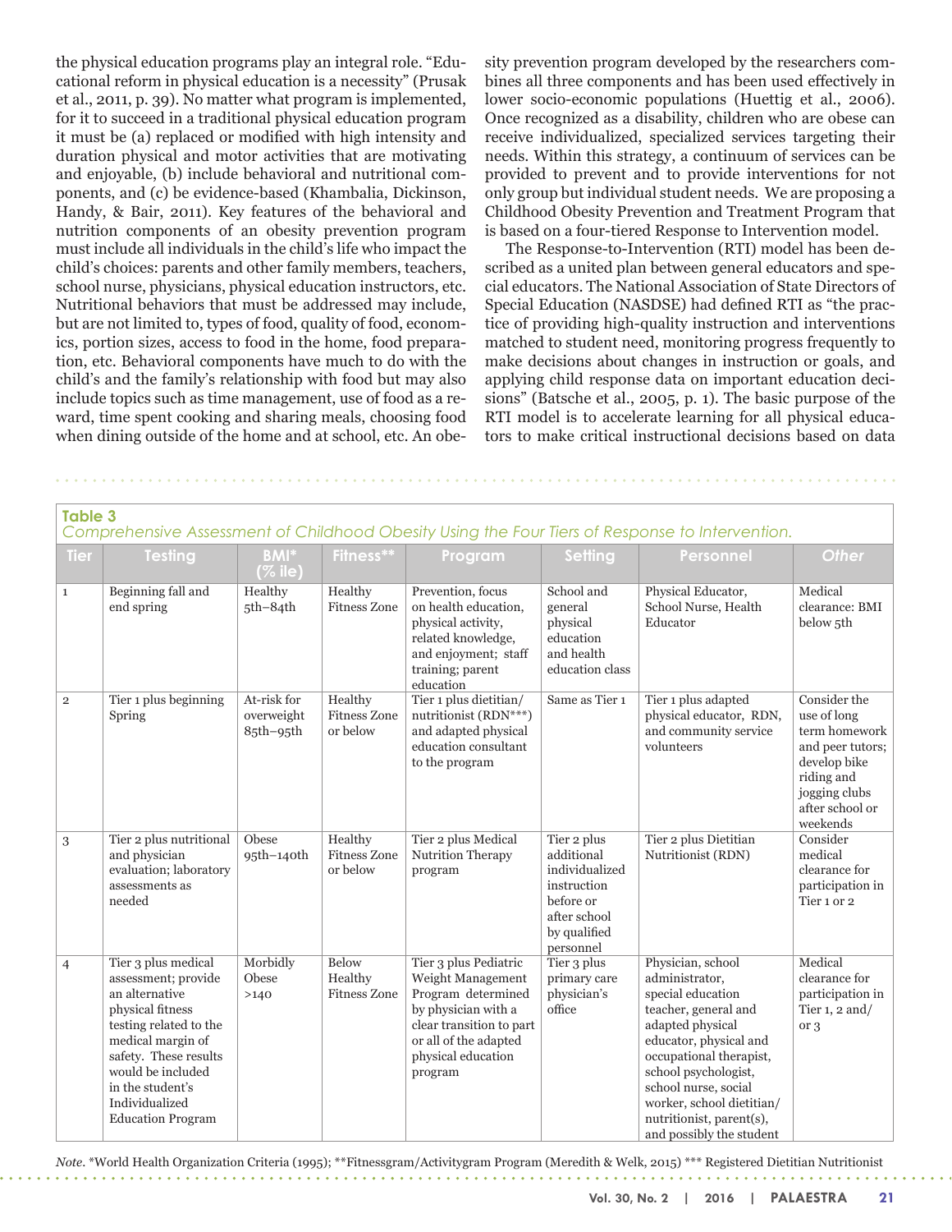the physical education programs play an integral role. "Educational reform in physical education is a necessity" (Prusak et al., 2011, p. 39). No matter what program is implemented, for it to succeed in a traditional physical education program it must be (a) replaced or modified with high intensity and duration physical and motor activities that are motivating and enjoyable, (b) include behavioral and nutritional components, and (c) be evidence-based (Khambalia, Dickinson, Handy, & Bair, 2011). Key features of the behavioral and nutrition components of an obesity prevention program must include all individuals in the child's life who impact the child's choices: parents and other family members, teachers, school nurse, physicians, physical education instructors, etc. Nutritional behaviors that must be addressed may include, but are not limited to, types of food, quality of food, economics, portion sizes, access to food in the home, food preparation, etc. Behavioral components have much to do with the child's and the family's relationship with food but may also include topics such as time management, use of food as a reward, time spent cooking and sharing meals, choosing food when dining outside of the home and at school, etc. An obesity prevention program developed by the researchers combines all three components and has been used effectively in lower socio-economic populations (Huettig et al., 2006). Once recognized as a disability, children who are obese can receive individualized, specialized services targeting their needs. Within this strategy, a continuum of services can be provided to prevent and to provide interventions for not only group but individual student needs. We are proposing a Childhood Obesity Prevention and Treatment Program that is based on a four-tiered Response to Intervention model.

The Response-to-Intervention (RTI) model has been described as a united plan between general educators and special educators. The National Association of State Directors of Special Education (NASDSE) had defined RTI as "the practice of providing high-quality instruction and interventions matched to student need, monitoring progress frequently to make decisions about changes in instruction or goals, and applying child response data on important education decisions" (Batsche et al., 2005, p. 1). The basic purpose of the RTI model is to accelerate learning for all physical educators to make critical instructional decisions based on data

**Table 3**
*Comprehensive Assessment of Childhood Obesity Using the Four Tiers of Response to Intervention.*

| Tier | Testing | BMI* (% ile) | Fitness** | Program | Setting | Personnel | *Other* |
|---|---|---|---|---|---|---|---|
| 1 | Beginning fall and end spring | Healthy 5th–84th | Healthy Fitness Zone | Prevention, focus on health education, physical activity, related knowledge, and enjoyment; staff training; parent education | School and general physical education and health education class | Physical Educator, School Nurse, Health Educator | Medical clearance: BMI below 5th |
| 2 | Tier 1 plus beginning Spring | At-risk for overweight 85th–95th | Healthy Fitness Zone or below | Tier 1 plus dietitian/ nutritionist (RDN***) and adapted physical education consultant to the program | Same as Tier 1 | Tier 1 plus adapted physical educator, RDN, and community service volunteers | Consider the use of long term homework and peer tutors; develop bike riding and jogging clubs after school or weekends |
| 3 | Tier 2 plus nutritional and physician evaluation; laboratory assessments as needed | Obese 95th–140th | Healthy Fitness Zone or below | Tier 2 plus Medical Nutrition Therapy program | Tier 2 plus additional individualized instruction before or after school by qualified personnel | Tier 2 plus Dietitian Nutritionist (RDN) | Consider medical clearance for participation in Tier 1 or 2 |
| 4 | Tier 3 plus medical assessment; provide an alternative physical fitness testing related to the medical margin of safety. These results would be included in the student's Individualized Education Program | Morbidly Obese >140 | Below Healthy Fitness Zone | Tier 3 plus Pediatric Weight Management Program determined by physician with a clear transition to part or all of the adapted physical education program | Tier 3 plus primary care physician's office | Physician, school administrator, special education teacher, general and adapted physical educator, physical and occupational therapist, school psychologist, school nurse, social worker, school dietitian/ nutritionist, parent(s), and possibly the student | Medical clearance for participation in Tier 1, 2 and/ or 3 |

*Note.* *World Health Organization Criteria (1995); **Fitnessgram/Activitygram Program (Meredith & Welk, 2015) *** Registered Dietitian Nutritionist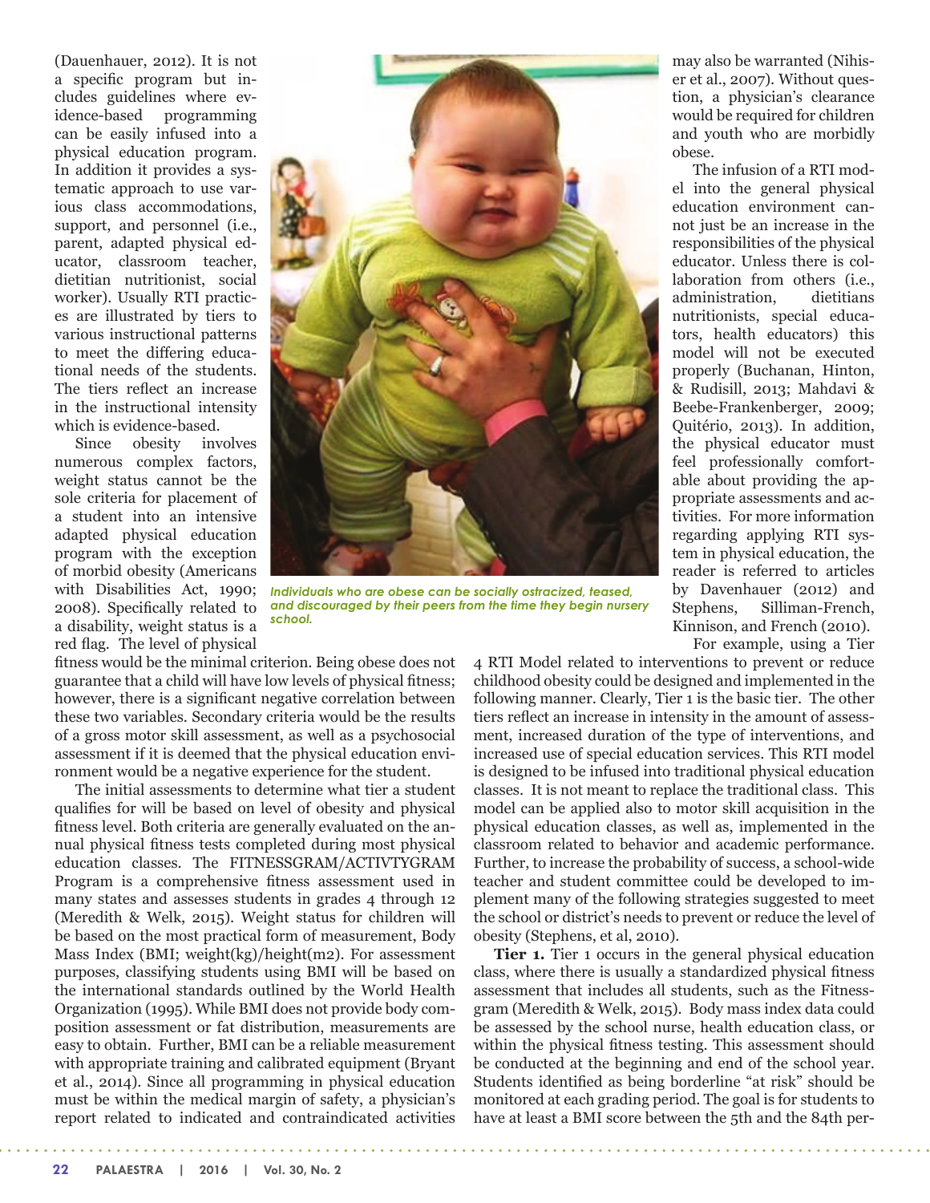(Dauenhauer, 2012). It is not a specific program but includes guidelines where evidence-based programming can be easily infused into a physical education program. In addition it provides a systematic approach to use various class accommodations, support, and personnel (i.e., parent, adapted physical educator, classroom teacher, dietitian nutritionist, social worker). Usually RTI practices are illustrated by tiers to various instructional patterns to meet the differing educational needs of the students. The tiers reflect an increase in the instructional intensity which is evidence-based.

Since obesity involves numerous complex factors, weight status cannot be the sole criteria for placement of a student into an intensive adapted physical education program with the exception of morbid obesity (Americans with Disabilities Act, 1990; 2008). Specifically related to a disability, weight status is a red flag. The level of physical fitness would be the minimal criterion. Being obese does not guarantee that a child will have low levels of physical fitness; however, there is a significant negative correlation between these two variables. Secondary criteria would be the results of a gross motor skill assessment, as well as a psychosocial assessment if it is deemed that the physical education environment would be a negative experience for the student.

The initial assessments to determine what tier a student qualifies for will be based on level of obesity and physical fitness level. Both criteria are generally evaluated on the annual physical fitness tests completed during most physical education classes. The FITNESSGRAM/ACTIVTYGRAM Program is a comprehensive fitness assessment used in many states and assesses students in grades 4 through 12 (Meredith & Welk, 2015). Weight status for children will be based on the most practical form of measurement, Body Mass Index (BMI; weight(kg)/height(m2). For assessment purposes, classifying students using BMI will be based on the international standards outlined by the World Health Organization (1995). While BMI does not provide body composition assessment or fat distribution, measurements are easy to obtain. Further, BMI can be a reliable measurement with appropriate training and calibrated equipment (Bryant et al., 2014). Since all programming in physical education must be within the medical margin of safety, a physician's report related to indicated and contraindicated activities may also be warranted (Nihiser et al., 2007). Without question, a physician's clearance would be required for children and youth who are morbidly obese.

*Individuals who are obese can be socially ostracized, teased, and discouraged by their peers from the time they begin nursery school.*

The infusion of a RTI model into the general physical education environment cannot just be an increase in the responsibilities of the physical educator. Unless there is collaboration from others (i.e., administration, dietitians nutritionists, special educators, health educators) this model will not be executed properly (Buchanan, Hinton, & Rudisill, 2013; Mahdavi & Beebe-Frankenberger, 2009; Quitério, 2013). In addition, the physical educator must feel professionally comfortable about providing the appropriate assessments and activities. For more information regarding applying RTI system in physical education, the reader is referred to articles by Davenhauer (2012) and Stephens, Silliman-French, Kinnison, and French (2010).

For example, using a Tier 4 RTI Model related to interventions to prevent or reduce childhood obesity could be designed and implemented in the following manner. Clearly, Tier 1 is the basic tier. The other tiers reflect an increase in intensity in the amount of assessment, increased duration of the type of interventions, and increased use of special education services. This RTI model is designed to be infused into traditional physical education classes. It is not meant to replace the traditional class. This model can be applied also to motor skill acquisition in the physical education classes, as well as, implemented in the classroom related to behavior and academic performance. Further, to increase the probability of success, a school-wide teacher and student committee could be developed to implement many of the following strategies suggested to meet the school or district's needs to prevent or reduce the level of obesity (Stephens, et al, 2010).

**Tier 1.** Tier 1 occurs in the general physical education class, where there is usually a standardized physical fitness assessment that includes all students, such as the Fitnessgram (Meredith & Welk, 2015). Body mass index data could be assessed by the school nurse, health education class, or within the physical fitness testing. This assessment should be conducted at the beginning and end of the school year. Students identified as being borderline "at risk" should be monitored at each grading period. The goal is for students to have at least a BMI score between the 5th and the 84th per-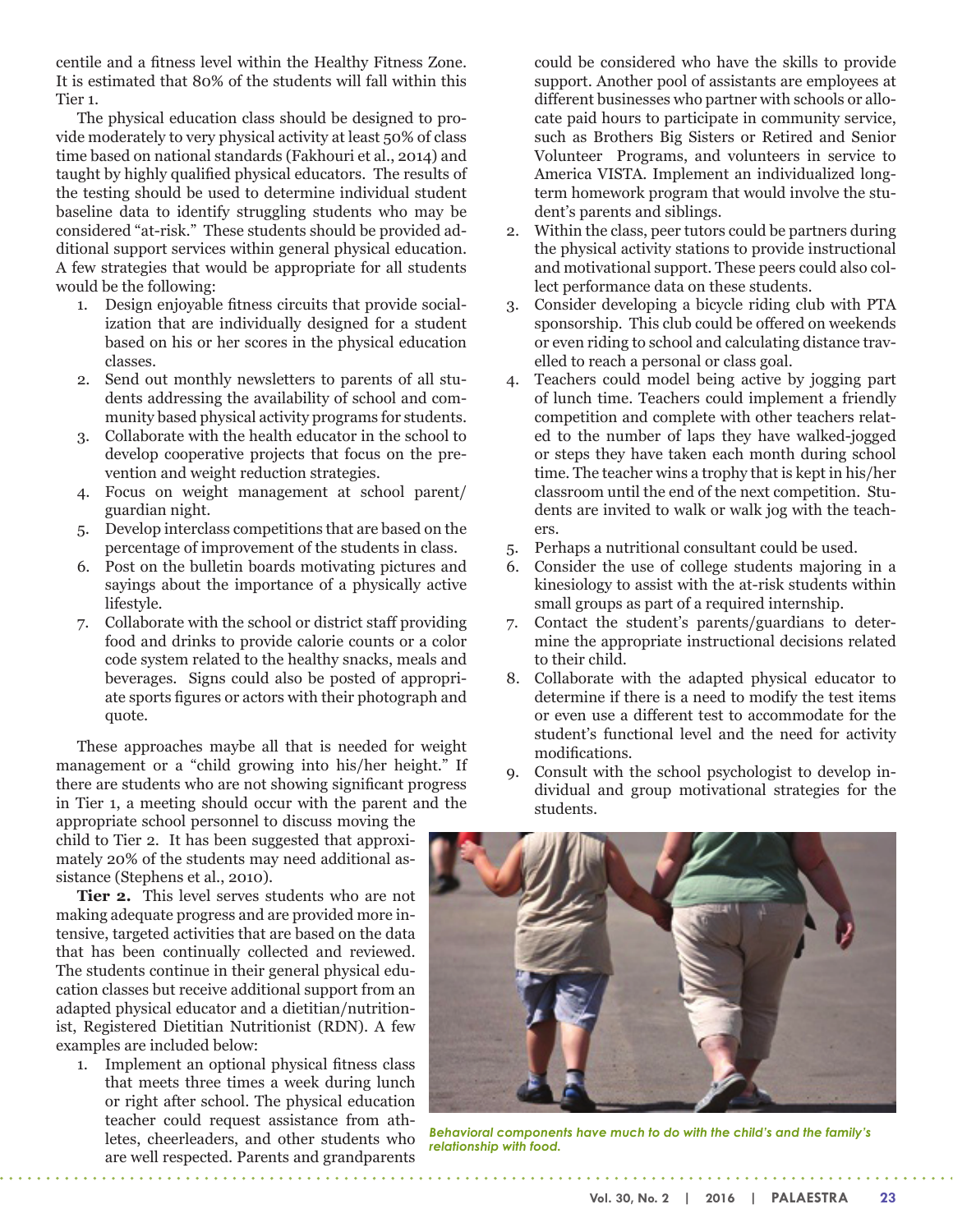centile and a fitness level within the Healthy Fitness Zone. It is estimated that 80% of the students will fall within this Tier 1.

The physical education class should be designed to provide moderately to very physical activity at least 50% of class time based on national standards (Fakhouri et al., 2014) and taught by highly qualified physical educators. The results of the testing should be used to determine individual student baseline data to identify struggling students who may be considered "at-risk." These students should be provided additional support services within general physical education. A few strategies that would be appropriate for all students would be the following:

1. Design enjoyable fitness circuits that provide socialization that are individually designed for a student based on his or her scores in the physical education classes.
2. Send out monthly newsletters to parents of all students addressing the availability of school and community based physical activity programs for students.
3. Collaborate with the health educator in the school to develop cooperative projects that focus on the prevention and weight reduction strategies.
4. Focus on weight management at school parent/guardian night.
5. Develop interclass competitions that are based on the percentage of improvement of the students in class.
6. Post on the bulletin boards motivating pictures and sayings about the importance of a physically active lifestyle.
7. Collaborate with the school or district staff providing food and drinks to provide calorie counts or a color code system related to the healthy snacks, meals and beverages. Signs could also be posted of appropriate sports figures or actors with their photograph and quote.

These approaches maybe all that is needed for weight management or a "child growing into his/her height." If there are students who are not showing significant progress in Tier 1, a meeting should occur with the parent and the appropriate school personnel to discuss moving the child to Tier 2. It has been suggested that approximately 20% of the students may need additional assistance (Stephens et al., 2010).

**Tier 2.** This level serves students who are not making adequate progress and are provided more intensive, targeted activities that are based on the data that has been continually collected and reviewed. The students continue in their general physical education classes but receive additional support from an adapted physical educator and a dietitian/nutritionist, Registered Dietitian Nutritionist (RDN). A few examples are included below:

1. Implement an optional physical fitness class that meets three times a week during lunch or right after school. The physical education teacher could request assistance from athletes, cheerleaders, and other students who are well respected. Parents and grandparents could be considered who have the skills to provide support. Another pool of assistants are employees at different businesses who partner with schools or allocate paid hours to participate in community service, such as Brothers Big Sisters or Retired and Senior Volunteer Programs, and volunteers in service to America VISTA. Implement an individualized long-term homework program that would involve the student's parents and siblings.
2. Within the class, peer tutors could be partners during the physical activity stations to provide instructional and motivational support. These peers could also collect performance data on these students.
3. Consider developing a bicycle riding club with PTA sponsorship. This club could be offered on weekends or even riding to school and calculating distance travelled to reach a personal or class goal.
4. Teachers could model being active by jogging part of lunch time. Teachers could implement a friendly competition and complete with other teachers related to the number of laps they have walked-jogged or steps they have taken each month during school time. The teacher wins a trophy that is kept in his/her classroom until the end of the next competition. Students are invited to walk or walk jog with the teachers.
5. Perhaps a nutritional consultant could be used.
6. Consider the use of college students majoring in a kinesiology to assist with the at-risk students within small groups as part of a required internship.
7. Contact the student's parents/guardians to determine the appropriate instructional decisions related to their child.
8. Collaborate with the adapted physical educator to determine if there is a need to modify the test items or even use a different test to accommodate for the student's functional level and the need for activity modifications.
9. Consult with the school psychologist to develop individual and group motivational strategies for the students.

*Behavioral components have much to do with the child's and the family's relationship with food.*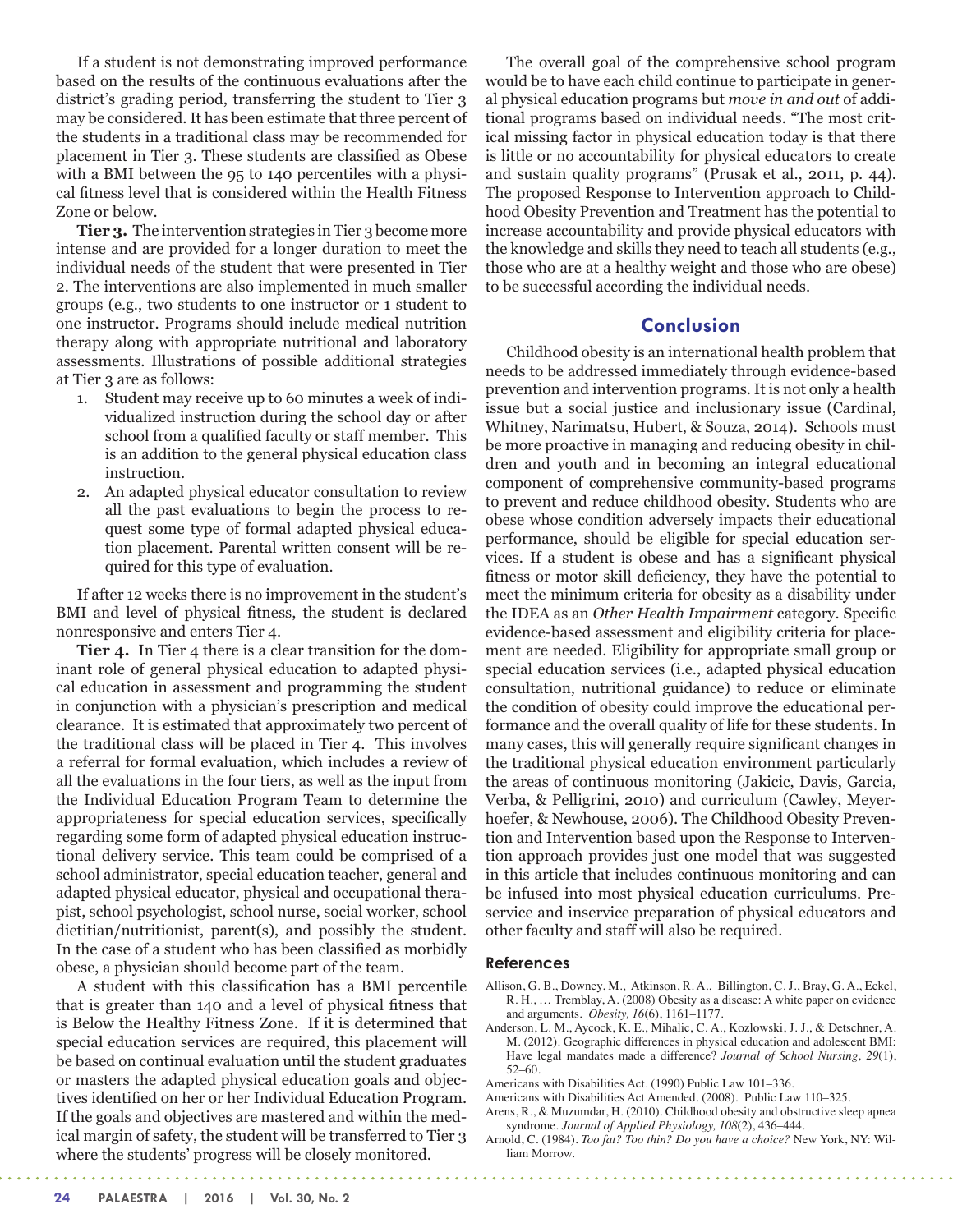If a student is not demonstrating improved performance based on the results of the continuous evaluations after the district's grading period, transferring the student to Tier 3 may be considered. It has been estimate that three percent of the students in a traditional class may be recommended for placement in Tier 3. These students are classified as Obese with a BMI between the 95 to 140 percentiles with a physical fitness level that is considered within the Health Fitness Zone or below.

**Tier 3.** The intervention strategies in Tier 3 become more intense and are provided for a longer duration to meet the individual needs of the student that were presented in Tier 2. The interventions are also implemented in much smaller groups (e.g., two students to one instructor or 1 student to one instructor. Programs should include medical nutrition therapy along with appropriate nutritional and laboratory assessments. Illustrations of possible additional strategies at Tier 3 are as follows:

1. Student may receive up to 60 minutes a week of individualized instruction during the school day or after school from a qualified faculty or staff member. This is an addition to the general physical education class instruction.
2. An adapted physical educator consultation to review all the past evaluations to begin the process to request some type of formal adapted physical education placement. Parental written consent will be required for this type of evaluation.

If after 12 weeks there is no improvement in the student's BMI and level of physical fitness, the student is declared nonresponsive and enters Tier 4.

**Tier 4.** In Tier 4 there is a clear transition for the dominant role of general physical education to adapted physical education in assessment and programming the student in conjunction with a physician's prescription and medical clearance. It is estimated that approximately two percent of the traditional class will be placed in Tier 4. This involves a referral for formal evaluation, which includes a review of all the evaluations in the four tiers, as well as the input from the Individual Education Program Team to determine the appropriateness for special education services, specifically regarding some form of adapted physical education instructional delivery service. This team could be comprised of a school administrator, special education teacher, general and adapted physical educator, physical and occupational therapist, school psychologist, school nurse, social worker, school dietitian/nutritionist, parent(s), and possibly the student. In the case of a student who has been classified as morbidly obese, a physician should become part of the team.

A student with this classification has a BMI percentile that is greater than 140 and a level of physical fitness that is Below the Healthy Fitness Zone. If it is determined that special education services are required, this placement will be based on continual evaluation until the student graduates or masters the adapted physical education goals and objectives identified on her or her Individual Education Program. If the goals and objectives are mastered and within the medical margin of safety, the student will be transferred to Tier 3 where the students' progress will be closely monitored.

The overall goal of the comprehensive school program would be to have each child continue to participate in general physical education programs but *move in and out* of additional programs based on individual needs. "The most critical missing factor in physical education today is that there is little or no accountability for physical educators to create and sustain quality programs" (Prusak et al., 2011, p. 44). The proposed Response to Intervention approach to Childhood Obesity Prevention and Treatment has the potential to increase accountability and provide physical educators with the knowledge and skills they need to teach all students (e.g., those who are at a healthy weight and those who are obese) to be successful according the individual needs.

## Conclusion

Childhood obesity is an international health problem that needs to be addressed immediately through evidence-based prevention and intervention programs. It is not only a health issue but a social justice and inclusionary issue (Cardinal, Whitney, Narimatsu, Hubert, & Souza, 2014). Schools must be more proactive in managing and reducing obesity in children and youth and in becoming an integral educational component of comprehensive community-based programs to prevent and reduce childhood obesity. Students who are obese whose condition adversely impacts their educational performance, should be eligible for special education services. If a student is obese and has a significant physical fitness or motor skill deficiency, they have the potential to meet the minimum criteria for obesity as a disability under the IDEA as an *Other Health Impairment* category. Specific evidence-based assessment and eligibility criteria for placement are needed. Eligibility for appropriate small group or special education services (i.e., adapted physical education consultation, nutritional guidance) to reduce or eliminate the condition of obesity could improve the educational performance and the overall quality of life for these students. In many cases, this will generally require significant changes in the traditional physical education environment particularly the areas of continuous monitoring (Jakicic, Davis, Garcia, Verba, & Pelligrini, 2010) and curriculum (Cawley, Meyerhoefer, & Newhouse, 2006). The Childhood Obesity Prevention and Intervention based upon the Response to Intervention approach provides just one model that was suggested in this article that includes continuous monitoring and can be infused into most physical education curriculums. Preservice and inservice preparation of physical educators and other faculty and staff will also be required.

### References

Allison, G. B., Downey, M., Atkinson, R. A., Billington, C. J., Bray, G. A., Eckel, R. H., … Tremblay, A. (2008) Obesity as a disease: A white paper on evidence and arguments. *Obesity, 16*(6), 1161–1177.

Anderson, L. M., Aycock, K. E., Mihalic, C. A., Kozlowski, J. J., & Detschner, A. M. (2012). Geographic differences in physical education and adolescent BMI: Have legal mandates made a difference? *Journal of School Nursing, 29*(1), 52–60.

Americans with Disabilities Act. (1990) Public Law 101–336.

Americans with Disabilities Act Amended. (2008). Public Law 110–325.

Arens, R., & Muzumdar, H. (2010). Childhood obesity and obstructive sleep apnea syndrome. *Journal of Applied Physiology, 108*(2), 436–444.

Arnold, C. (1984). *Too fat? Too thin? Do you have a choice?* New York, NY: William Morrow.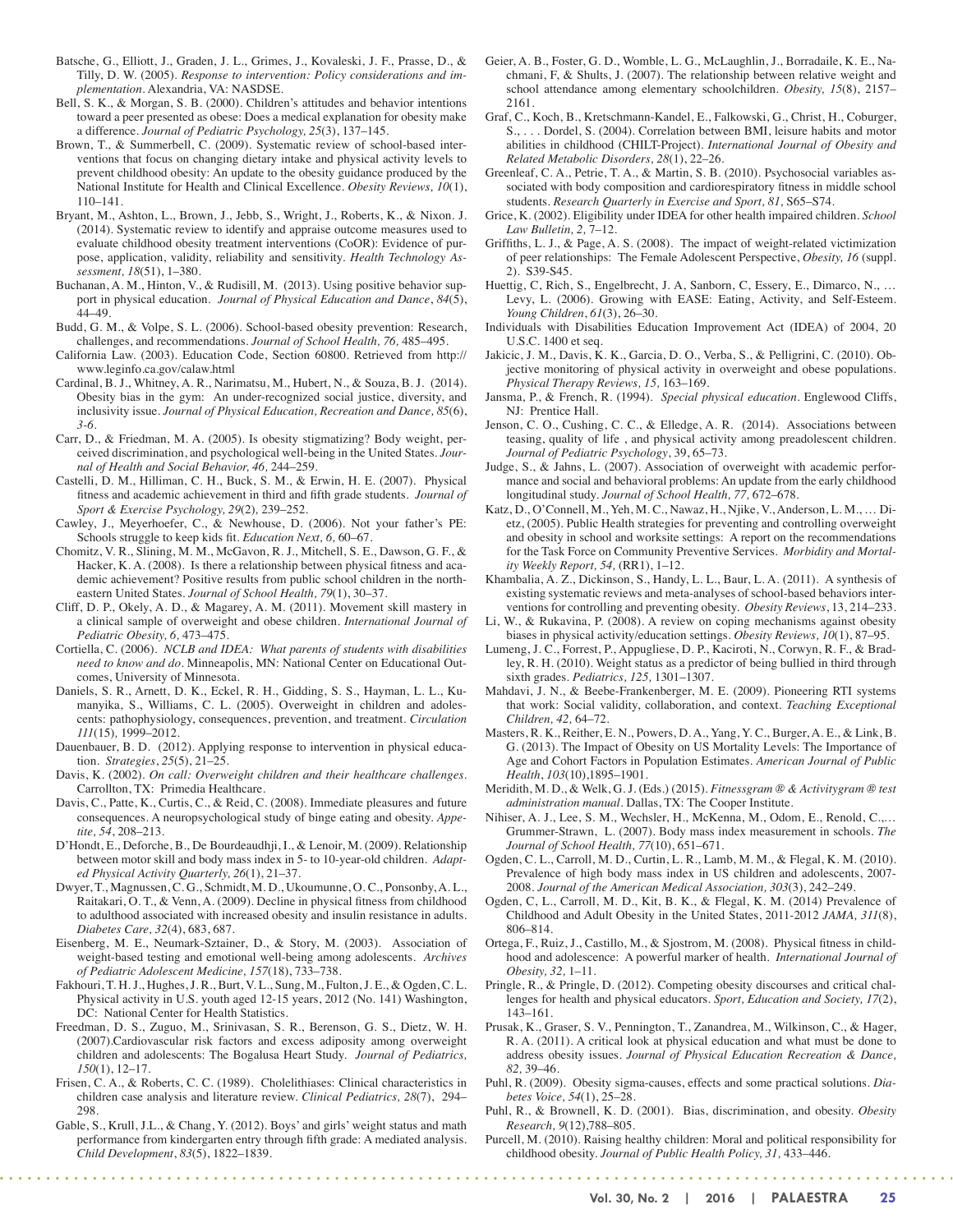Batsche, G., Elliott, J., Graden, J. L., Grimes, J., Kovaleski, J. F., Prasse, D., & Tilly, D. W. (2005). *Response to intervention: Policy considerations and implementation*. Alexandria, VA: NASDSE.

Bell, S. K., & Morgan, S. B. (2000). Children's attitudes and behavior intentions toward a peer presented as obese: Does a medical explanation for obesity make a difference. *Journal of Pediatric Psychology, 25*(3), 137–145.

Brown, T., & Summerbell, C. (2009). Systematic review of school-based interventions that focus on changing dietary intake and physical activity levels to prevent childhood obesity: An update to the obesity guidance produced by the National Institute for Health and Clinical Excellence. *Obesity Reviews, 10*(1), 110–141.

Bryant, M., Ashton, L., Brown, J., Jebb, S., Wright, J., Roberts, K., & Nixon. J. (2014). Systematic review to identify and appraise outcome measures used to evaluate childhood obesity treatment interventions (CoOR): Evidence of purpose, application, validity, reliability and sensitivity. *Health Technology Assessment, 18*(51), 1–380.

Buchanan, A. M., Hinton, V., & Rudisill, M. (2013). Using positive behavior support in physical education. *Journal of Physical Education and Dance*, *84*(5), 44–49.

Budd, G. M., & Volpe, S. L. (2006). School-based obesity prevention: Research, challenges, and recommendations. *Journal of School Health, 76,* 485–495.

California Law. (2003). Education Code, Section 60800. Retrieved from http://www.leginfo.ca.gov/calaw.html

Cardinal, B. J., Whitney, A. R., Narimatsu, M., Hubert, N., & Souza, B. J. (2014). Obesity bias in the gym: An under-recognized social justice, diversity, and inclusivity issue. *Journal of Physical Education, Recreation and Dance, 85*(6), *3-6.*

Carr, D., & Friedman, M. A. (2005). Is obesity stigmatizing? Body weight, perceived discrimination, and psychological well-being in the United States. *Journal of Health and Social Behavior, 46,* 244–259.

Castelli, D. M., Hilliman, C. H., Buck, S. M., & Erwin, H. E. (2007). Physical fitness and academic achievement in third and fifth grade students. *Journal of Sport & Exercise Psychology, 29*(2)*,* 239–252.

Cawley, J., Meyerhoefer, C., & Newhouse, D. (2006). Not your father's PE: Schools struggle to keep kids fit. *Education Next, 6,* 60–67.

Chomitz, V. R., Slining, M. M., McGavon, R. J., Mitchell, S. E., Dawson, G. F., & Hacker, K. A. (2008). Is there a relationship between physical fitness and academic achievement? Positive results from public school children in the northeastern United States. *Journal of School Health, 79*(1), 30–37.

Cliff, D. P., Okely, A. D., & Magarey, A. M. (2011). Movement skill mastery in a clinical sample of overweight and obese children. *International Journal of Pediatric Obesity, 6,* 473–475.

Cortiella, C. (2006). *NCLB and IDEA: What parents of students with disabilities need to know and do*. Minneapolis, MN: National Center on Educational Outcomes, University of Minnesota.

Daniels, S. R., Arnett, D. K., Eckel, R. H., Gidding, S. S., Hayman, L. L., Kumanyika, S., Williams, C. L. (2005). Overweight in children and adolescents: pathophysiology, consequences, prevention, and treatment. *Circulation 111*(15)*,* 1999–2012.

Dauenbauer, B. D. (2012). Applying response to intervention in physical education. *Strategies*, *25*(5), 21–25.

Davis, K. (2002). *On call: Overweight children and their healthcare challenges*. Carrollton, TX: Primedia Healthcare.

Davis, C., Patte, K., Curtis, C., & Reid, C. (2008). Immediate pleasures and future consequences. A neuropsychological study of binge eating and obesity. *Appetite, 54*, 208–213.

D'Hondt, E., Deforche, B., De Bourdeaudhji, I., & Lenoir, M. (2009). Relationship between motor skill and body mass index in 5- to 10-year-old children. *Adapted Physical Activity Quarterly, 26*(1), 21–37.

Dwyer, T., Magnussen, C. G., Schmidt, M. D., Ukoumunne, O. C., Ponsonby, A. L., Raitakari, O. T., & Venn, A. (2009). Decline in physical fitness from childhood to adulthood associated with increased obesity and insulin resistance in adults. *Diabetes Care, 32*(4), 683, 687.

Eisenberg, M. E., Neumark-Sztainer, D., & Story, M. (2003). Association of weight-based testing and emotional well-being among adolescents. *Archives of Pediatric Adolescent Medicine, 157*(18), 733–738.

Fakhouri, T. H. J., Hughes, J. R., Burt, V. L., Sung, M., Fulton, J. E., & Ogden, C. L. Physical activity in U.S. youth aged 12-15 years, 2012 (No. 141) Washington, DC: National Center for Health Statistics.

Freedman, D. S., Zuguo, M., Srinivasan, S. R., Berenson, G. S., Dietz, W. H. (2007).Cardiovascular risk factors and excess adiposity among overweight children and adolescents: The Bogalusa Heart Study. *Journal of Pediatrics, 150*(1), 12–17.

Frisen, C. A., & Roberts, C. C. (1989). Cholelithiases: Clinical characteristics in children case analysis and literature review. *Clinical Pediatrics, 28*(7), 294–298.

Gable, S., Krull, J.L., & Chang, Y. (2012). Boys' and girls' weight status and math performance from kindergarten entry through fifth grade: A mediated analysis. *Child Development*, *83*(5), 1822–1839.

Geier, A. B., Foster, G. D., Womble, L. G., McLaughlin, J., Borradaile, K. E., Nachmani, F, & Shults, J. (2007). The relationship between relative weight and school attendance among elementary schoolchildren. *Obesity, 15*(8), 2157–2161.

Graf, C., Koch, B., Kretschmann-Kandel, E., Falkowski, G., Christ, H., Coburger, S., . . . Dordel, S. (2004). Correlation between BMI, leisure habits and motor abilities in childhood (CHILT-Project). *International Journal of Obesity and Related Metabolic Disorders, 28*(1), 22–26.

Greenleaf, C. A., Petrie, T. A., & Martin, S. B. (2010). Psychosocial variables associated with body composition and cardiorespiratory fitness in middle school students. *Research Quarterly in Exercise and Sport, 81,* S65–S74.

Grice, K. (2002). Eligibility under IDEA for other health impaired children. *School Law Bulletin, 2,* 7–12.

Griffiths, L. J., & Page, A. S. (2008). The impact of weight-related victimization of peer relationships: The Female Adolescent Perspective, *Obesity, 16* (suppl. 2). S39-S45.

Huettig, C, Rich, S., Engelbrecht, J. A, Sanborn, C, Essery, E., Dimarco, N., … Levy, L. (2006). Growing with EASE: Eating, Activity, and Self-Esteem. *Young Children*, *61*(3), 26–30.

Individuals with Disabilities Education Improvement Act (IDEA) of 2004, 20 U.S.C. 1400 et seq.

Jakicic, J. M., Davis, K. K., Garcia, D. O., Verba, S., & Pelligrini, C. (2010). Objective monitoring of physical activity in overweight and obese populations. *Physical Therapy Reviews, 15,* 163–169.

Jansma, P., & French, R. (1994). *Special physical education*. Englewood Cliffs, NJ: Prentice Hall.

Jenson, C. O., Cushing, C. C., & Elledge, A. R. (2014). Associations between teasing, quality of life , and physical activity among preadolescent children. *Journal of Pediatric Psychology*, 39, 65–73.

Judge, S., & Jahns, L. (2007). Association of overweight with academic performance and social and behavioral problems: An update from the early childhood longitudinal study. *Journal of School Health, 77,* 672–678.

Katz, D., O'Connell, M., Yeh, M. C., Nawaz, H., Njike, V., Anderson, L. M., … Dietz, (2005). Public Health strategies for preventing and controlling overweight and obesity in school and worksite settings: A report on the recommendations for the Task Force on Community Preventive Services. *Morbidity and Mortality Weekly Report, 54,* (RR1), 1–12.

Khambalia, A. Z., Dickinson, S., Handy, L. L., Baur, L. A. (2011). A synthesis of existing systematic reviews and meta-analyses of school-based behaviors interventions for controlling and preventing obesity. *Obesity Reviews*, 13, 214–233.

Li, W., & Rukavina, P. (2008). A review on coping mechanisms against obesity biases in physical activity/education settings. *Obesity Reviews, 10*(1), 87–95.

Lumeng, J. C., Forrest, P., Appugliese, D. P., Kaciroti, N., Corwyn, R. F., & Bradley, R. H. (2010). Weight status as a predictor of being bullied in third through sixth grades. *Pediatrics, 125,* 1301–1307.

Mahdavi, J. N., & Beebe-Frankenberger, M. E. (2009). Pioneering RTI systems that work: Social validity, collaboration, and context. *Teaching Exceptional Children, 42,* 64–72.

Masters, R. K., Reither, E. N., Powers, D. A., Yang, Y. C., Burger, A. E., & Link, B. G. (2013). The Impact of Obesity on US Mortality Levels: The Importance of Age and Cohort Factors in Population Estimates. *American Journal of Public Health*, *103*(10),1895–1901.

Meridith, M. D., & Welk, G. J. (Eds.) (2015). *Fitnessgram ® & Activitygram ® test administration manual*. Dallas, TX: The Cooper Institute.

Nihiser, A. J., Lee, S. M., Wechsler, H., McKenna, M., Odom, E., Renold, C.,… Grummer-Strawn, L. (2007). Body mass index measurement in schools. *The Journal of School Health, 77*(10), 651–671.

Ogden, C. L., Carroll, M. D., Curtin, L. R., Lamb, M. M., & Flegal, K. M. (2010). Prevalence of high body mass index in US children and adolescents, 2007-2008. *Journal of the American Medical Association, 303*(3), 242–249.

Ogden, C. L., Carroll, M. D., Kit, B. K., & Flegal, K. M. (2014) Prevalence of Childhood and Adult Obesity in the United States, 2011-2012 *JAMA, 311*(8), 806–814.

Ortega, F., Ruiz, J., Castillo, M., & Sjostrom, M. (2008). Physical fitness in childhood and adolescence: A powerful marker of health. *International Journal of Obesity, 32,* 1–11.

Pringle, R., & Pringle, D. (2012). Competing obesity discourses and critical challenges for health and physical educators. *Sport, Education and Society, 17*(2), 143–161.

Prusak, K., Graser, S. V., Pennington, T., Zanandrea, M., Wilkinson, C., & Hager, R. A. (2011). A critical look at physical education and what must be done to address obesity issues. *Journal of Physical Education Recreation & Dance, 82,* 39–46.

Puhl, R. (2009). Obesity sigma-causes, effects and some practical solutions. *Diabetes Voice, 54*(1), 25–28.

Puhl, R., & Brownell, K. D. (2001). Bias, discrimination, and obesity. *Obesity Research, 9*(12),788–805.

Purcell, M. (2010). Raising healthy children: Moral and political responsibility for childhood obesity. *Journal of Public Health Policy, 31,* 433–446.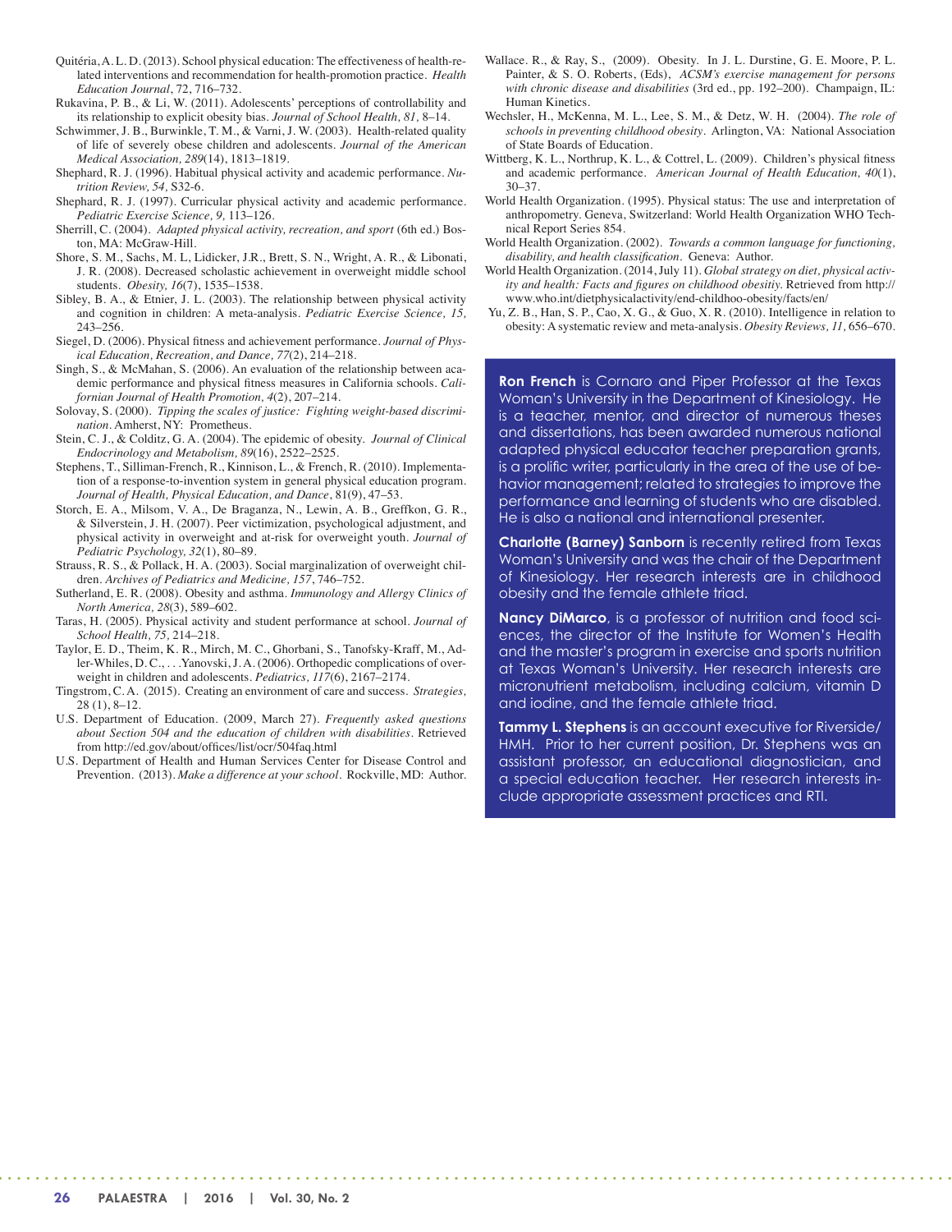Quitéria, A. L. D. (2013). School physical education: The effectiveness of health-related interventions and recommendation for health-promotion practice. *Health Education Journal*, 72, 716–732.

Rukavina, P. B., & Li, W. (2011). Adolescents' perceptions of controllability and its relationship to explicit obesity bias. *Journal of School Health, 81,* 8–14.

Schwimmer, J. B., Burwinkle, T. M., & Varni, J. W. (2003). Health-related quality of life of severely obese children and adolescents. *Journal of the American Medical Association, 289*(14), 1813–1819.

Shephard, R. J. (1996). Habitual physical activity and academic performance. *Nutrition Review, 54,* S32-6.

Shephard, R. J. (1997). Curricular physical activity and academic performance. *Pediatric Exercise Science, 9,* 113–126.

Sherrill, C. (2004). *Adapted physical activity, recreation, and sport* (6th ed.) Boston, MA: McGraw-Hill.

Shore, S. M., Sachs, M. L, Lidicker, J.R., Brett, S. N., Wright, A. R., & Libonati, J. R. (2008). Decreased scholastic achievement in overweight middle school students. *Obesity, 16*(7), 1535–1538.

Sibley, B. A., & Etnier, J. L. (2003). The relationship between physical activity and cognition in children: A meta-analysis. *Pediatric Exercise Science, 15,* 243–256.

Siegel, D. (2006). Physical fitness and achievement performance. *Journal of Physical Education, Recreation, and Dance, 77*(2), 214–218.

Singh, S., & McMahan, S. (2006). An evaluation of the relationship between academic performance and physical fitness measures in California schools. *Californian Journal of Health Promotion, 4*(2), 207–214.

Solovay, S. (2000). *Tipping the scales of justice: Fighting weight-based discrimination.* Amherst, NY: Prometheus.

Stein, C. J., & Colditz, G. A. (2004). The epidemic of obesity. *Journal of Clinical Endocrinology and Metabolism, 89*(16), 2522–2525.

Stephens, T., Silliman-French, R., Kinnison, L., & French, R. (2010). Implementation of a response-to-invention system in general physical education program. *Journal of Health, Physical Education, and Dance*, 81(9), 47–53.

Storch, E. A., Milsom, V. A., De Braganza, N., Lewin, A. B., Greffkon, G. R., & Silverstein, J. H. (2007). Peer victimization, psychological adjustment, and physical activity in overweight and at-risk for overweight youth. *Journal of Pediatric Psychology, 32*(1), 80–89.

Strauss, R. S., & Pollack, H. A. (2003). Social marginalization of overweight children. *Archives of Pediatrics and Medicine, 157*, 746–752.

Sutherland, E. R. (2008). Obesity and asthma. *Immunology and Allergy Clinics of North America, 28*(3), 589–602.

Taras, H. (2005). Physical activity and student performance at school. *Journal of School Health, 75,* 214–218.

Taylor, E. D., Theim, K. R., Mirch, M. C., Ghorbani, S., Tanofsky-Kraff, M., Adler-Whiles, D. C., . . .Yanovski, J. A. (2006). Orthopedic complications of overweight in children and adolescents. *Pediatrics, 117*(6), 2167–2174.

Tingstrom, C. A. (2015). Creating an environment of care and success. *Strategies,* 28 (1), 8–12.

U.S. Department of Education. (2009, March 27). *Frequently asked questions about Section 504 and the education of children with disabilities*. Retrieved from http://ed.gov/about/offices/list/ocr/504faq.html

U.S. Department of Health and Human Services Center for Disease Control and Prevention. (2013). *Make a difference at your school*. Rockville, MD: Author.

Wallace. R., & Ray, S., (2009). Obesity. In J. L. Durstine, G. E. Moore, P. L. Painter, & S. O. Roberts, (Eds), *ACSM's exercise management for persons with chronic disease and disabilities* (3rd ed., pp. 192–200). Champaign, IL: Human Kinetics.

Wechsler, H., McKenna, M. L., Lee, S. M., & Detz, W. H. (2004). *The role of schools in preventing childhood obesity*. Arlington, VA: National Association of State Boards of Education.

Wittberg, K. L., Northrup, K. L., & Cottrel, L. (2009). Children's physical fitness and academic performance. *American Journal of Health Education, 40*(1), 30–37.

World Health Organization. (1995). Physical status: The use and interpretation of anthropometry. Geneva, Switzerland: World Health Organization WHO Technical Report Series 854.

World Health Organization. (2002). *Towards a common language for functioning, disability, and health classification*. Geneva: Author.

World Health Organization. (2014, July 11). *Global strategy on diet, physical activity and health: Facts and figures on childhood obesitiy*. Retrieved from http://www.who.int/dietphysicalactivity/end-childhoo-obesity/facts/en/

Yu, Z. B., Han, S. P., Cao, X. G., & Guo, X. R. (2010). Intelligence in relation to obesity: A systematic review and meta-analysis. *Obesity Reviews, 11,* 656–670.

**Ron French** is Cornaro and Piper Professor at the Texas Woman's University in the Department of Kinesiology. He is a teacher, mentor, and director of numerous theses and dissertations, has been awarded numerous national adapted physical educator teacher preparation grants, is a prolific writer, particularly in the area of the use of behavior management; related to strategies to improve the performance and learning of students who are disabled. He is also a national and international presenter.

**Charlotte (Barney) Sanborn** is recently retired from Texas Woman's University and was the chair of the Department of Kinesiology. Her research interests are in childhood obesity and the female athlete triad.

**Nancy DiMarco**, is a professor of nutrition and food sciences, the director of the Institute for Women's Health and the master's program in exercise and sports nutrition at Texas Woman's University. Her research interests are micronutrient metabolism, including calcium, vitamin D and iodine, and the female athlete triad.

**Tammy L. Stephens** is an account executive for Riverside/HMH. Prior to her current position, Dr. Stephens was an assistant professor, an educational diagnostician, and a special education teacher. Her research interests include appropriate assessment practices and RTI.